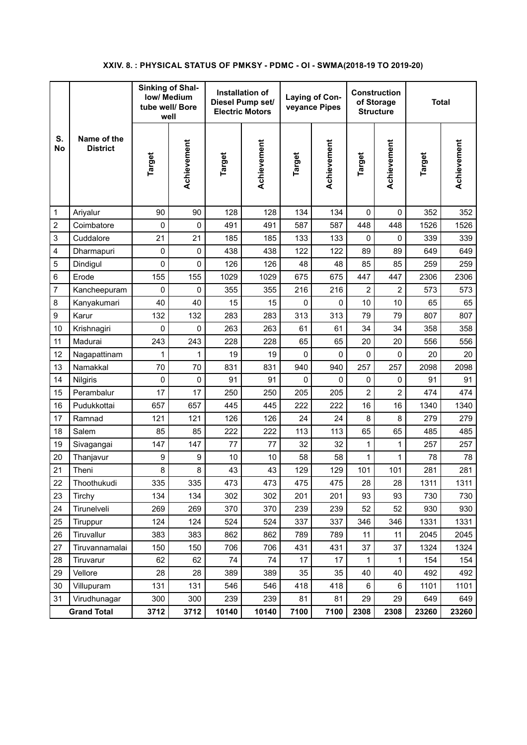### XXIV. 8. : PHYSICAL STATUS OF PMKSY - PDMC - OI - SWMA(2018-19 TO 2019-20)

| S. No | Name of the District | Sinking of Shallow/ Medium tube well/ Bore well | | Installation of Diesel Pump set/ Electric Motors | | Laying of Conveyance Pipes | | Construction of Storage Structure | | Total | |
|---|---|---|---|---|---|---|---|---|---|---|---|
| | | Target | Achievement | Target | Achievement | Target | Achievement | Target | Achievement | Target | Achievement |
| 1 | Ariyalur | 90 | 90 | 128 | 128 | 134 | 134 | 0 | 0 | 352 | 352 |
| 2 | Coimbatore | 0 | 0 | 491 | 491 | 587 | 587 | 448 | 448 | 1526 | 1526 |
| 3 | Cuddalore | 21 | 21 | 185 | 185 | 133 | 133 | 0 | 0 | 339 | 339 |
| 4 | Dharmapuri | 0 | 0 | 438 | 438 | 122 | 122 | 89 | 89 | 649 | 649 |
| 5 | Dindigul | 0 | 0 | 126 | 126 | 48 | 48 | 85 | 85 | 259 | 259 |
| 6 | Erode | 155 | 155 | 1029 | 1029 | 675 | 675 | 447 | 447 | 2306 | 2306 |
| 7 | Kancheepuram | 0 | 0 | 355 | 355 | 216 | 216 | 2 | 2 | 573 | 573 |
| 8 | Kanyakumari | 40 | 40 | 15 | 15 | 0 | 0 | 10 | 10 | 65 | 65 |
| 9 | Karur | 132 | 132 | 283 | 283 | 313 | 313 | 79 | 79 | 807 | 807 |
| 10 | Krishnagiri | 0 | 0 | 263 | 263 | 61 | 61 | 34 | 34 | 358 | 358 |
| 11 | Madurai | 243 | 243 | 228 | 228 | 65 | 65 | 20 | 20 | 556 | 556 |
| 12 | Nagapattinam | 1 | 1 | 19 | 19 | 0 | 0 | 0 | 0 | 20 | 20 |
| 13 | Namakkal | 70 | 70 | 831 | 831 | 940 | 940 | 257 | 257 | 2098 | 2098 |
| 14 | Nilgiris | 0 | 0 | 91 | 91 | 0 | 0 | 0 | 0 | 91 | 91 |
| 15 | Perambalur | 17 | 17 | 250 | 250 | 205 | 205 | 2 | 2 | 474 | 474 |
| 16 | Pudukkottai | 657 | 657 | 445 | 445 | 222 | 222 | 16 | 16 | 1340 | 1340 |
| 17 | Ramnad | 121 | 121 | 126 | 126 | 24 | 24 | 8 | 8 | 279 | 279 |
| 18 | Salem | 85 | 85 | 222 | 222 | 113 | 113 | 65 | 65 | 485 | 485 |
| 19 | Sivagangai | 147 | 147 | 77 | 77 | 32 | 32 | 1 | 1 | 257 | 257 |
| 20 | Thanjavur | 9 | 9 | 10 | 10 | 58 | 58 | 1 | 1 | 78 | 78 |
| 21 | Theni | 8 | 8 | 43 | 43 | 129 | 129 | 101 | 101 | 281 | 281 |
| 22 | Thoothukudi | 335 | 335 | 473 | 473 | 475 | 475 | 28 | 28 | 1311 | 1311 |
| 23 | Tirchy | 134 | 134 | 302 | 302 | 201 | 201 | 93 | 93 | 730 | 730 |
| 24 | Tirunelveli | 269 | 269 | 370 | 370 | 239 | 239 | 52 | 52 | 930 | 930 |
| 25 | Tiruppur | 124 | 124 | 524 | 524 | 337 | 337 | 346 | 346 | 1331 | 1331 |
| 26 | Tiruvallur | 383 | 383 | 862 | 862 | 789 | 789 | 11 | 11 | 2045 | 2045 |
| 27 | Tiruvannamalai | 150 | 150 | 706 | 706 | 431 | 431 | 37 | 37 | 1324 | 1324 |
| 28 | Tiruvarur | 62 | 62 | 74 | 74 | 17 | 17 | 1 | 1 | 154 | 154 |
| 29 | Vellore | 28 | 28 | 389 | 389 | 35 | 35 | 40 | 40 | 492 | 492 |
| 30 | Villupuram | 131 | 131 | 546 | 546 | 418 | 418 | 6 | 6 | 1101 | 1101 |
| 31 | Virudhunagar | 300 | 300 | 239 | 239 | 81 | 81 | 29 | 29 | 649 | 649 |
| | **Grand Total** | **3712** | **3712** | **10140** | **10140** | **7100** | **7100** | **2308** | **2308** | **23260** | **23260** |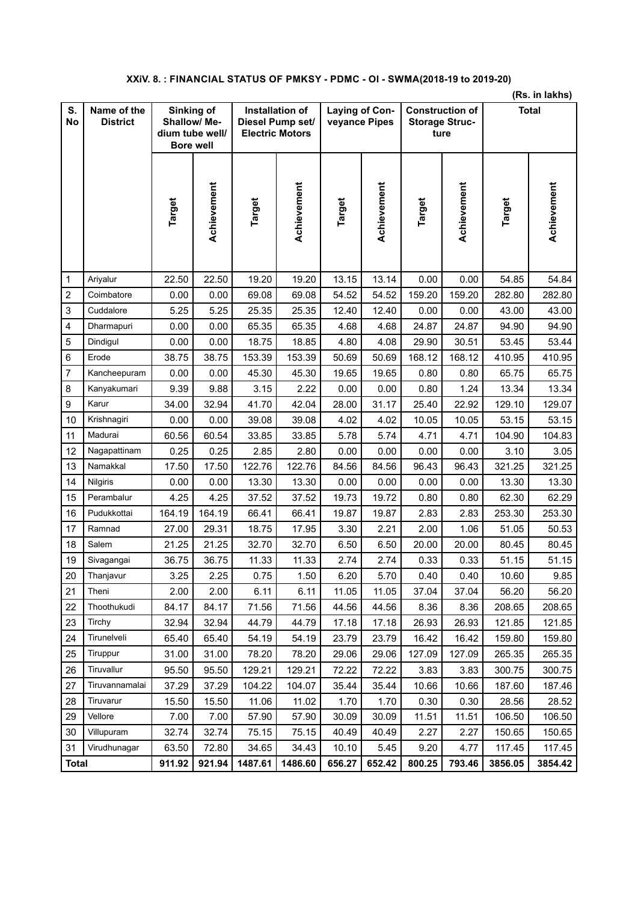## XXiV. 8. : FINANCIAL STATUS OF PMKSY - PDMC - OI - SWMA(2018-19 to 2019-20)

(Rs. in lakhs)

| S. No | Name of the District | Sinking of Shallow/ Medium tube well/ Bore well | | Installation of Diesel Pump set/ Electric Motors | | Laying of Conveyance Pipes | | Construction of Storage Structure | | Total | |
|---|---|---|---|---|---|---|---|---|---|---|---|
| | | Target | Achievement | Target | Achievement | Target | Achievement | Target | Achievement | Target | Achievement |
| 1 | Ariyalur | 22.50 | 22.50 | 19.20 | 19.20 | 13.15 | 13.14 | 0.00 | 0.00 | 54.85 | 54.84 |
| 2 | Coimbatore | 0.00 | 0.00 | 69.08 | 69.08 | 54.52 | 54.52 | 159.20 | 159.20 | 282.80 | 282.80 |
| 3 | Cuddalore | 5.25 | 5.25 | 25.35 | 25.35 | 12.40 | 12.40 | 0.00 | 0.00 | 43.00 | 43.00 |
| 4 | Dharmapuri | 0.00 | 0.00 | 65.35 | 65.35 | 4.68 | 4.68 | 24.87 | 24.87 | 94.90 | 94.90 |
| 5 | Dindigul | 0.00 | 0.00 | 18.75 | 18.85 | 4.80 | 4.08 | 29.90 | 30.51 | 53.45 | 53.44 |
| 6 | Erode | 38.75 | 38.75 | 153.39 | 153.39 | 50.69 | 50.69 | 168.12 | 168.12 | 410.95 | 410.95 |
| 7 | Kancheepuram | 0.00 | 0.00 | 45.30 | 45.30 | 19.65 | 19.65 | 0.80 | 0.80 | 65.75 | 65.75 |
| 8 | Kanyakumari | 9.39 | 9.88 | 3.15 | 2.22 | 0.00 | 0.00 | 0.80 | 1.24 | 13.34 | 13.34 |
| 9 | Karur | 34.00 | 32.94 | 41.70 | 42.04 | 28.00 | 31.17 | 25.40 | 22.92 | 129.10 | 129.07 |
| 10 | Krishnagiri | 0.00 | 0.00 | 39.08 | 39.08 | 4.02 | 4.02 | 10.05 | 10.05 | 53.15 | 53.15 |
| 11 | Madurai | 60.56 | 60.54 | 33.85 | 33.85 | 5.78 | 5.74 | 4.71 | 4.71 | 104.90 | 104.83 |
| 12 | Nagapattinam | 0.25 | 0.25 | 2.85 | 2.80 | 0.00 | 0.00 | 0.00 | 0.00 | 3.10 | 3.05 |
| 13 | Namakkal | 17.50 | 17.50 | 122.76 | 122.76 | 84.56 | 84.56 | 96.43 | 96.43 | 321.25 | 321.25 |
| 14 | Nilgiris | 0.00 | 0.00 | 13.30 | 13.30 | 0.00 | 0.00 | 0.00 | 0.00 | 13.30 | 13.30 |
| 15 | Perambalur | 4.25 | 4.25 | 37.52 | 37.52 | 19.73 | 19.72 | 0.80 | 0.80 | 62.30 | 62.29 |
| 16 | Pudukkottai | 164.19 | 164.19 | 66.41 | 66.41 | 19.87 | 19.87 | 2.83 | 2.83 | 253.30 | 253.30 |
| 17 | Ramnad | 27.00 | 29.31 | 18.75 | 17.95 | 3.30 | 2.21 | 2.00 | 1.06 | 51.05 | 50.53 |
| 18 | Salem | 21.25 | 21.25 | 32.70 | 32.70 | 6.50 | 6.50 | 20.00 | 20.00 | 80.45 | 80.45 |
| 19 | Sivagangai | 36.75 | 36.75 | 11.33 | 11.33 | 2.74 | 2.74 | 0.33 | 0.33 | 51.15 | 51.15 |
| 20 | Thanjavur | 3.25 | 2.25 | 0.75 | 1.50 | 6.20 | 5.70 | 0.40 | 0.40 | 10.60 | 9.85 |
| 21 | Theni | 2.00 | 2.00 | 6.11 | 6.11 | 11.05 | 11.05 | 37.04 | 37.04 | 56.20 | 56.20 |
| 22 | Thoothukudi | 84.17 | 84.17 | 71.56 | 71.56 | 44.56 | 44.56 | 8.36 | 8.36 | 208.65 | 208.65 |
| 23 | Tirchy | 32.94 | 32.94 | 44.79 | 44.79 | 17.18 | 17.18 | 26.93 | 26.93 | 121.85 | 121.85 |
| 24 | Tirunelveli | 65.40 | 65.40 | 54.19 | 54.19 | 23.79 | 23.79 | 16.42 | 16.42 | 159.80 | 159.80 |
| 25 | Tiruppur | 31.00 | 31.00 | 78.20 | 78.20 | 29.06 | 29.06 | 127.09 | 127.09 | 265.35 | 265.35 |
| 26 | Tiruvallur | 95.50 | 95.50 | 129.21 | 129.21 | 72.22 | 72.22 | 3.83 | 3.83 | 300.75 | 300.75 |
| 27 | Tiruvannamalai | 37.29 | 37.29 | 104.22 | 104.07 | 35.44 | 35.44 | 10.66 | 10.66 | 187.60 | 187.46 |
| 28 | Tiruvarur | 15.50 | 15.50 | 11.06 | 11.02 | 1.70 | 1.70 | 0.30 | 0.30 | 28.56 | 28.52 |
| 29 | Vellore | 7.00 | 7.00 | 57.90 | 57.90 | 30.09 | 30.09 | 11.51 | 11.51 | 106.50 | 106.50 |
| 30 | Villupuram | 32.74 | 32.74 | 75.15 | 75.15 | 40.49 | 40.49 | 2.27 | 2.27 | 150.65 | 150.65 |
| 31 | Virudhunagar | 63.50 | 72.80 | 34.65 | 34.43 | 10.10 | 5.45 | 9.20 | 4.77 | 117.45 | 117.45 |
| Total | | 911.92 | 921.94 | 1487.61 | 1486.60 | 656.27 | 652.42 | 800.25 | 793.46 | 3856.05 | 3854.42 |